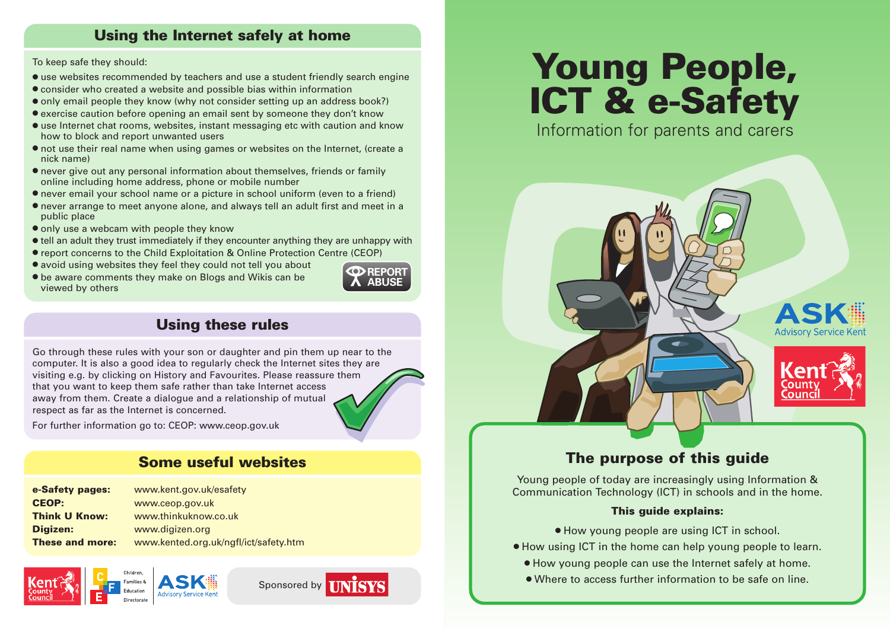## Using the Internet safely at home

To keep safe they should:

- use websites recommended by teachers and use a student friendly search engine
- consider who created a website and possible bias within information
- only email people they know (why not consider setting up an address book?)
- exercise caution before opening an email sent by someone they don't know
- use Internet chat rooms, websites, instant messaging etc with caution and know how to block and report unwanted users
- not use their real name when using games or websites on the Internet, (create a nick name)
- never give out any personal information about themselves, friends or family online including home address, phone or mobile number
- never email your school name or a picture in school uniform (even to a friend)
- never arrange to meet anyone alone, and always tell an adult first and meet in a public place
- only use a webcam with people they know
- tell an adult they trust immediately if they encounter anything they are unhappy with
- report concerns to the Child Exploitation & Online Protection Centre (CEOP)
- avoid using websites they feel they could not tell you about
- be aware comments they make on Blogs and Wikis can be viewed by others

REPORT ABUSE

## Using these rules

Go through these rules with your son or daughter and pin them up near to the computer. It is also a good idea to regularly check the Internet sites they are visiting e.g. by clicking on History and Favourites. Please reassure them that you want to keep them safe rather than take Internet access away from them. Create a dialogue and a relationship of mutual respect as far as the Internet is concerned.

For further information go to: CEOP: www.ceop.gov.uk

## Some useful websites

| | |
|---|---|
| **e-Safety pages:** | www.kent.gov.uk/esafety |
| **CEOP:** | www.ceop.gov.uk |
| **Think U Know:** | www.thinkuknow.co.uk |
| **Digizen:** | www.digizen.org |
| **These and more:** | www.kented.org.uk/ngfl/ict/safety.htm |

Kent County Council | Children, Families & Education Directorate | ASK Advisory Service Kent

Sponsored by UNISYS

# Young People, ICT & e-Safety

Information for parents and carers

ASK Advisory Service Kent

Kent County Council

## The purpose of this guide

Young people of today are increasingly using Information & Communication Technology (ICT) in schools and in the home.

**This guide explains:**

- How young people are using ICT in school.
- How using ICT in the home can help young people to learn.
- How young people can use the Internet safely at home.
- Where to access further information to be safe on line.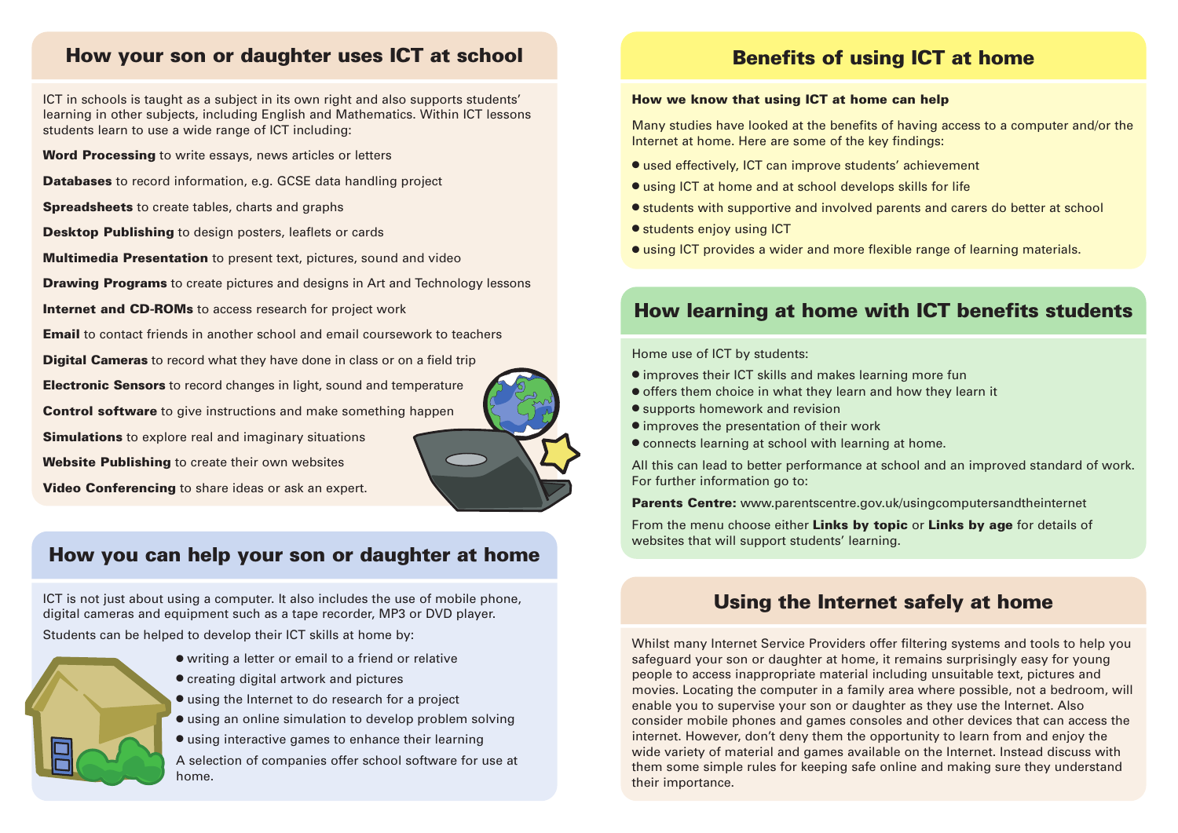## How your son or daughter uses ICT at school

ICT in schools is taught as a subject in its own right and also supports students' learning in other subjects, including English and Mathematics. Within ICT lessons students learn to use a wide range of ICT including:

**Word Processing** to write essays, news articles or letters

**Databases** to record information, e.g. GCSE data handling project

**Spreadsheets** to create tables, charts and graphs

**Desktop Publishing** to design posters, leaflets or cards

**Multimedia Presentation** to present text, pictures, sound and video

**Drawing Programs** to create pictures and designs in Art and Technology lessons

**Internet and CD-ROMs** to access research for project work

**Email** to contact friends in another school and email coursework to teachers

**Digital Cameras** to record what they have done in class or on a field trip

**Electronic Sensors** to record changes in light, sound and temperature

**Control software** to give instructions and make something happen

**Simulations** to explore real and imaginary situations

**Website Publishing** to create their own websites

**Video Conferencing** to share ideas or ask an expert.

## How you can help your son or daughter at home

ICT is not just about using a computer. It also includes the use of mobile phone, digital cameras and equipment such as a tape recorder, MP3 or DVD player.

Students can be helped to develop their ICT skills at home by:

- writing a letter or email to a friend or relative
- creating digital artwork and pictures
- using the Internet to do research for a project
- using an online simulation to develop problem solving
- using interactive games to enhance their learning

A selection of companies offer school software for use at home.

## Benefits of using ICT at home

**How we know that using ICT at home can help**

Many studies have looked at the benefits of having access to a computer and/or the Internet at home. Here are some of the key findings:

- used effectively, ICT can improve students' achievement
- using ICT at home and at school develops skills for life
- students with supportive and involved parents and carers do better at school
- students enjoy using ICT
- using ICT provides a wider and more flexible range of learning materials.

## How learning at home with ICT benefits students

Home use of ICT by students:

- improves their ICT skills and makes learning more fun
- offers them choice in what they learn and how they learn it
- supports homework and revision
- improves the presentation of their work
- connects learning at school with learning at home.

All this can lead to better performance at school and an improved standard of work. For further information go to:

**Parents Centre:** www.parentscentre.gov.uk/usingcomputersandtheinternet

From the menu choose either **Links by topic** or **Links by age** for details of websites that will support students' learning.

## Using the Internet safely at home

Whilst many Internet Service Providers offer filtering systems and tools to help you safeguard your son or daughter at home, it remains surprisingly easy for young people to access inappropriate material including unsuitable text, pictures and movies. Locating the computer in a family area where possible, not a bedroom, will enable you to supervise your son or daughter as they use the Internet. Also consider mobile phones and games consoles and other devices that can access the internet. However, don't deny them the opportunity to learn from and enjoy the wide variety of material and games available on the Internet. Instead discuss with them some simple rules for keeping safe online and making sure they understand their importance.